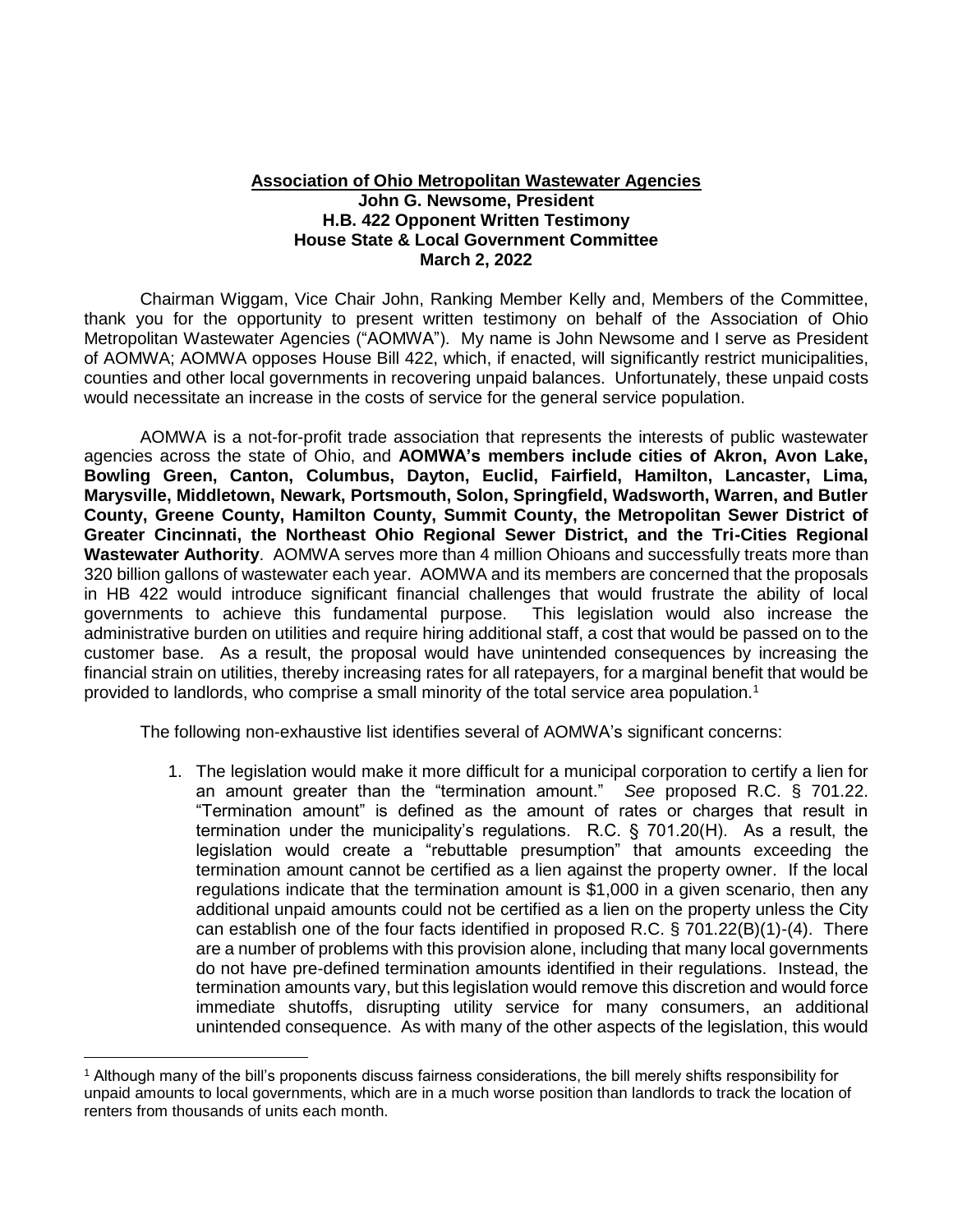**<u>Association of Ohio Metropolitan Wastewater Agencies</u>**
**John G. Newsome, President**
**H.B. 422 Opponent Written Testimony**
**House State & Local Government Committee**
**March 2, 2022**

Chairman Wiggam, Vice Chair John, Ranking Member Kelly and, Members of the Committee, thank you for the opportunity to present written testimony on behalf of the Association of Ohio Metropolitan Wastewater Agencies ("AOMWA"). My name is John Newsome and I serve as President of AOMWA; AOMWA opposes House Bill 422, which, if enacted, will significantly restrict municipalities, counties and other local governments in recovering unpaid balances. Unfortunately, these unpaid costs would necessitate an increase in the costs of service for the general service population.

AOMWA is a not-for-profit trade association that represents the interests of public wastewater agencies across the state of Ohio, and **AOMWA's members include cities of Akron, Avon Lake, Bowling Green, Canton, Columbus, Dayton, Euclid, Fairfield, Hamilton, Lancaster, Lima, Marysville, Middletown, Newark, Portsmouth, Solon, Springfield, Wadsworth, Warren, and Butler County, Greene County, Hamilton County, Summit County, the Metropolitan Sewer District of Greater Cincinnati, the Northeast Ohio Regional Sewer District, and the Tri-Cities Regional Wastewater Authority**. AOMWA serves more than 4 million Ohioans and successfully treats more than 320 billion gallons of wastewater each year. AOMWA and its members are concerned that the proposals in HB 422 would introduce significant financial challenges that would frustrate the ability of local governments to achieve this fundamental purpose. This legislation would also increase the administrative burden on utilities and require hiring additional staff, a cost that would be passed on to the customer base. As a result, the proposal would have unintended consequences by increasing the financial strain on utilities, thereby increasing rates for all ratepayers, for a marginal benefit that would be provided to landlords, who comprise a small minority of the total service area population.[1]

The following non-exhaustive list identifies several of AOMWA's significant concerns:

1. The legislation would make it more difficult for a municipal corporation to certify a lien for an amount greater than the "termination amount." *See* proposed R.C. § 701.22. "Termination amount" is defined as the amount of rates or charges that result in termination under the municipality's regulations. R.C. § 701.20(H). As a result, the legislation would create a "rebuttable presumption" that amounts exceeding the termination amount cannot be certified as a lien against the property owner. If the local regulations indicate that the termination amount is $1,000 in a given scenario, then any additional unpaid amounts could not be certified as a lien on the property unless the City can establish one of the four facts identified in proposed R.C. § 701.22(B)(1)-(4). There are a number of problems with this provision alone, including that many local governments do not have pre-defined termination amounts identified in their regulations. Instead, the termination amounts vary, but this legislation would remove this discretion and would force immediate shutoffs, disrupting utility service for many consumers, an additional unintended consequence. As with many of the other aspects of the legislation, this would

[1] Although many of the bill's proponents discuss fairness considerations, the bill merely shifts responsibility for unpaid amounts to local governments, which are in a much worse position than landlords to track the location of renters from thousands of units each month.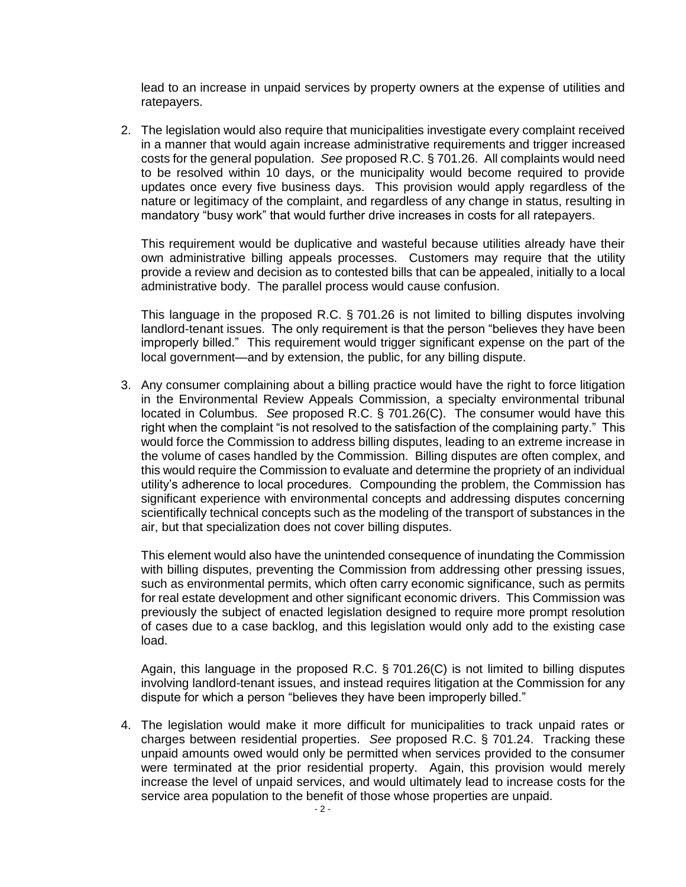lead to an increase in unpaid services by property owners at the expense of utilities and ratepayers.

2. The legislation would also require that municipalities investigate every complaint received in a manner that would again increase administrative requirements and trigger increased costs for the general population. *See* proposed R.C. § 701.26. All complaints would need to be resolved within 10 days, or the municipality would become required to provide updates once every five business days. This provision would apply regardless of the nature or legitimacy of the complaint, and regardless of any change in status, resulting in mandatory "busy work" that would further drive increases in costs for all ratepayers.

   This requirement would be duplicative and wasteful because utilities already have their own administrative billing appeals processes. Customers may require that the utility provide a review and decision as to contested bills that can be appealed, initially to a local administrative body. The parallel process would cause confusion.

   This language in the proposed R.C. § 701.26 is not limited to billing disputes involving landlord-tenant issues. The only requirement is that the person "believes they have been improperly billed." This requirement would trigger significant expense on the part of the local government—and by extension, the public, for any billing dispute.

3. Any consumer complaining about a billing practice would have the right to force litigation in the Environmental Review Appeals Commission, a specialty environmental tribunal located in Columbus. *See* proposed R.C. § 701.26(C). The consumer would have this right when the complaint "is not resolved to the satisfaction of the complaining party." This would force the Commission to address billing disputes, leading to an extreme increase in the volume of cases handled by the Commission. Billing disputes are often complex, and this would require the Commission to evaluate and determine the propriety of an individual utility's adherence to local procedures. Compounding the problem, the Commission has significant experience with environmental concepts and addressing disputes concerning scientifically technical concepts such as the modeling of the transport of substances in the air, but that specialization does not cover billing disputes.

   This element would also have the unintended consequence of inundating the Commission with billing disputes, preventing the Commission from addressing other pressing issues, such as environmental permits, which often carry economic significance, such as permits for real estate development and other significant economic drivers. This Commission was previously the subject of enacted legislation designed to require more prompt resolution of cases due to a case backlog, and this legislation would only add to the existing case load.

   Again, this language in the proposed R.C. § 701.26(C) is not limited to billing disputes involving landlord-tenant issues, and instead requires litigation at the Commission for any dispute for which a person "believes they have been improperly billed."

4. The legislation would make it more difficult for municipalities to track unpaid rates or charges between residential properties. *See* proposed R.C. § 701.24. Tracking these unpaid amounts owed would only be permitted when services provided to the consumer were terminated at the prior residential property. Again, this provision would merely increase the level of unpaid services, and would ultimately lead to increase costs for the service area population to the benefit of those whose properties are unpaid.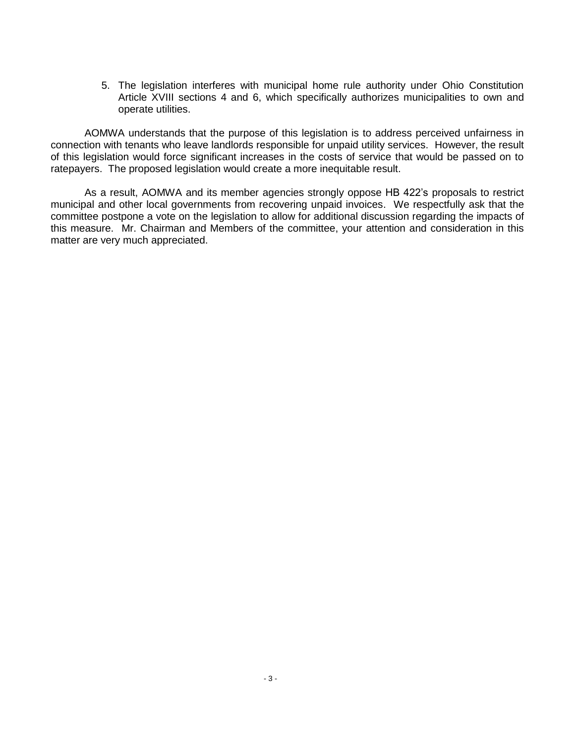5. The legislation interferes with municipal home rule authority under Ohio Constitution Article XVIII sections 4 and 6, which specifically authorizes municipalities to own and operate utilities.

AOMWA understands that the purpose of this legislation is to address perceived unfairness in connection with tenants who leave landlords responsible for unpaid utility services. However, the result of this legislation would force significant increases in the costs of service that would be passed on to ratepayers. The proposed legislation would create a more inequitable result.

As a result, AOMWA and its member agencies strongly oppose HB 422's proposals to restrict municipal and other local governments from recovering unpaid invoices. We respectfully ask that the committee postpone a vote on the legislation to allow for additional discussion regarding the impacts of this measure. Mr. Chairman and Members of the committee, your attention and consideration in this matter are very much appreciated.